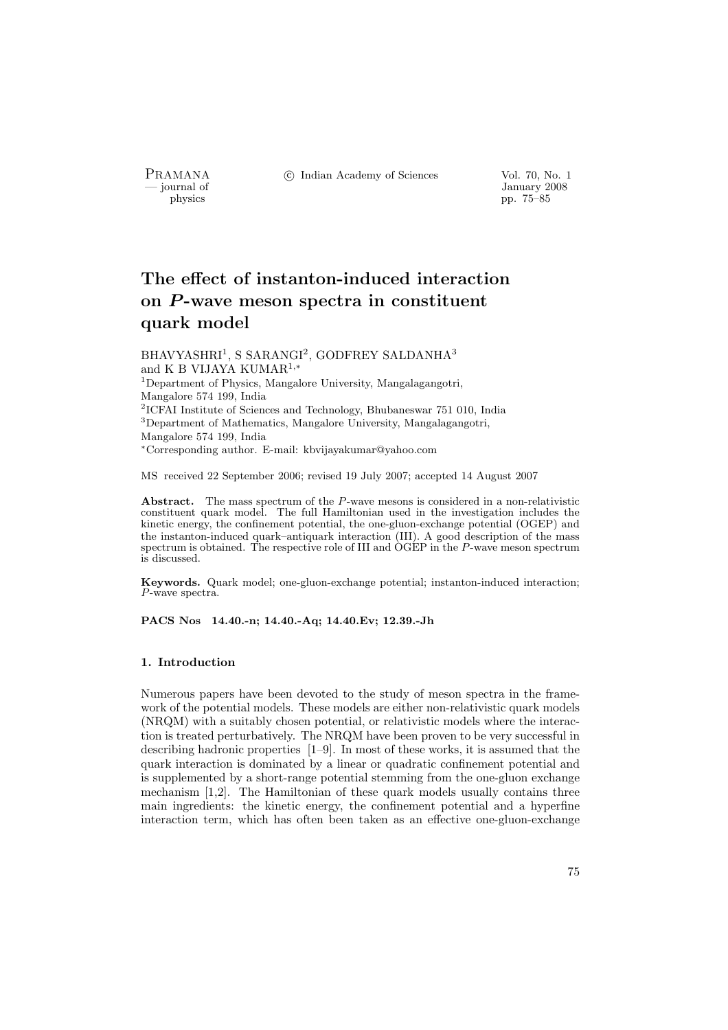# The effect of instanton-induced interaction on *P*-wave meson spectra in constituent quark model

BHAVYASHRI[1], S SARANGI[2], GODFREY SALDANHA[3] and K B VIJAYA KUMAR[1,*]

[1]Department of Physics, Mangalore University, Mangalagangotri, Mangalore 574 199, India

[2]ICFAI Institute of Sciences and Technology, Bhubaneswar 751 010, India

[3]Department of Mathematics, Mangalore University, Mangalagangotri, Mangalore 574 199, India

[*]Corresponding author. E-mail: kbvijayakumar@yahoo.com

MS received 22 September 2006; revised 19 July 2007; accepted 14 August 2007

**Abstract.** The mass spectrum of the *P*-wave mesons is considered in a non-relativistic constituent quark model. The full Hamiltonian used in the investigation includes the kinetic energy, the confinement potential, the one-gluon-exchange potential (OGEP) and the instanton-induced quark–antiquark interaction (III). A good description of the mass spectrum is obtained. The respective role of III and OGEP in the *P*-wave meson spectrum is discussed.

**Keywords.** Quark model; one-gluon-exchange potential; instanton-induced interaction; *P*-wave spectra.

**PACS Nos 14.40.-n; 14.40.-Aq; 14.40.Ev; 12.39.-Jh**

## 1. Introduction

Numerous papers have been devoted to the study of meson spectra in the framework of the potential models. These models are either non-relativistic quark models (NRQM) with a suitably chosen potential, or relativistic models where the interaction is treated perturbatively. The NRQM have been proven to be very successful in describing hadronic properties [1–9]. In most of these works, it is assumed that the quark interaction is dominated by a linear or quadratic confinement potential and is supplemented by a short-range potential stemming from the one-gluon exchange mechanism [1,2]. The Hamiltonian of these quark models usually contains three main ingredients: the kinetic energy, the confinement potential and a hyperfine interaction term, which has often been taken as an effective one-gluon-exchange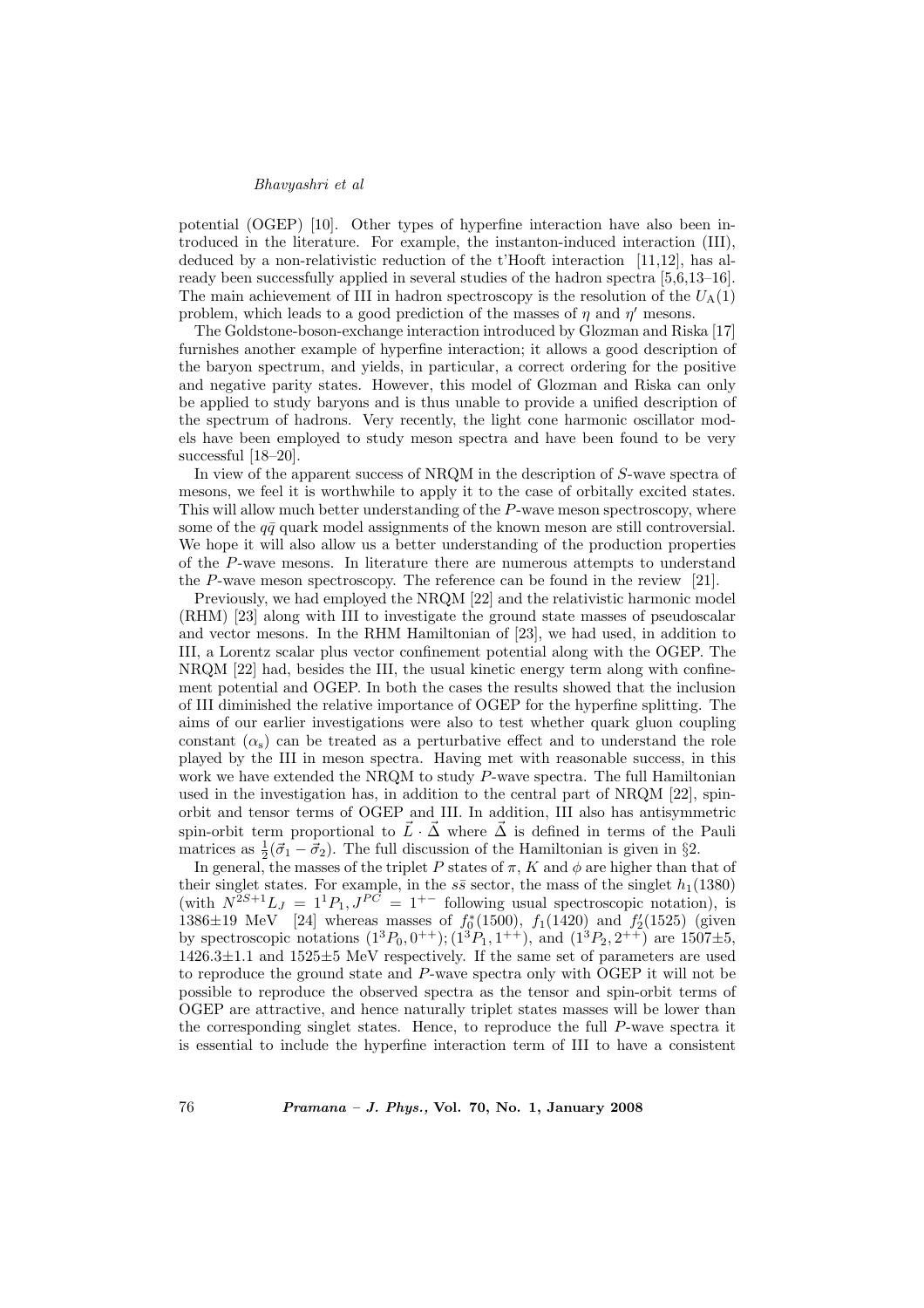potential (OGEP) [10]. Other types of hyperfine interaction have also been introduced in the literature. For example, the instanton-induced interaction (III), deduced by a non-relativistic reduction of the t'Hooft interaction [11,12], has already been successfully applied in several studies of the hadron spectra [5,6,13–16]. The main achievement of III in hadron spectroscopy is the resolution of the $U_{\rm A}(1)$ problem, which leads to a good prediction of the masses of $\eta$ and $\eta'$ mesons.

The Goldstone-boson-exchange interaction introduced by Glozman and Riska [17] furnishes another example of hyperfine interaction; it allows a good description of the baryon spectrum, and yields, in particular, a correct ordering for the positive and negative parity states. However, this model of Glozman and Riska can only be applied to study baryons and is thus unable to provide a unified description of the spectrum of hadrons. Very recently, the light cone harmonic oscillator models have been employed to study meson spectra and have been found to be very successful [18–20].

In view of the apparent success of NRQM in the description of $S$-wave spectra of mesons, we feel it is worthwhile to apply it to the case of orbitally excited states. This will allow much better understanding of the $P$-wave meson spectroscopy, where some of the $q\bar{q}$ quark model assignments of the known meson are still controversial. We hope it will also allow us a better understanding of the production properties of the $P$-wave mesons. In literature there are numerous attempts to understand the $P$-wave meson spectroscopy. The reference can be found in the review [21].

Previously, we had employed the NRQM [22] and the relativistic harmonic model (RHM) [23] along with III to investigate the ground state masses of pseudoscalar and vector mesons. In the RHM Hamiltonian of [23], we had used, in addition to III, a Lorentz scalar plus vector confinement potential along with the OGEP. The NRQM [22] had, besides the III, the usual kinetic energy term along with confinement potential and OGEP. In both the cases the results showed that the inclusion of III diminished the relative importance of OGEP for the hyperfine splitting. The aims of our earlier investigations were also to test whether quark gluon coupling constant ($\alpha_{\rm s}$) can be treated as a perturbative effect and to understand the role played by the III in meson spectra. Having met with reasonable success, in this work we have extended the NRQM to study $P$-wave spectra. The full Hamiltonian used in the investigation has, in addition to the central part of NRQM [22], spin-orbit and tensor terms of OGEP and III. In addition, III also has antisymmetric spin-orbit term proportional to $\vec{L}\cdot\vec{\Delta}$ where $\vec{\Delta}$ is defined in terms of the Pauli matrices as $\frac{1}{2}(\vec{\sigma}_1 - \vec{\sigma}_2)$. The full discussion of the Hamiltonian is given in §2.

In general, the masses of the triplet $P$ states of $\pi$, $K$ and $\phi$ are higher than that of their singlet states. For example, in the $s\bar{s}$ sector, the mass of the singlet $h_1(1380)$ (with $N^{2S+1}L_J = 1^1P_1, J^{PC} = 1^{+-}$ following usual spectroscopic notation), is $1386\pm19$ MeV [24] whereas masses of $f_0^*(1500)$, $f_1(1420)$ and $f_2'(1525)$ (given by spectroscopic notations $(1^3P_0, 0^{++})$; $(1^3P_1, 1^{++})$, and $(1^3P_2, 2^{++})$ are $1507\pm5$, $1426.3\pm1.1$ and $1525\pm5$ MeV respectively. If the same set of parameters are used to reproduce the ground state and $P$-wave spectra only with OGEP it will not be possible to reproduce the observed spectra as the tensor and spin-orbit terms of OGEP are attractive, and hence naturally triplet states masses will be lower than the corresponding singlet states. Hence, to reproduce the full $P$-wave spectra it is essential to include the hyperfine interaction term of III to have a consistent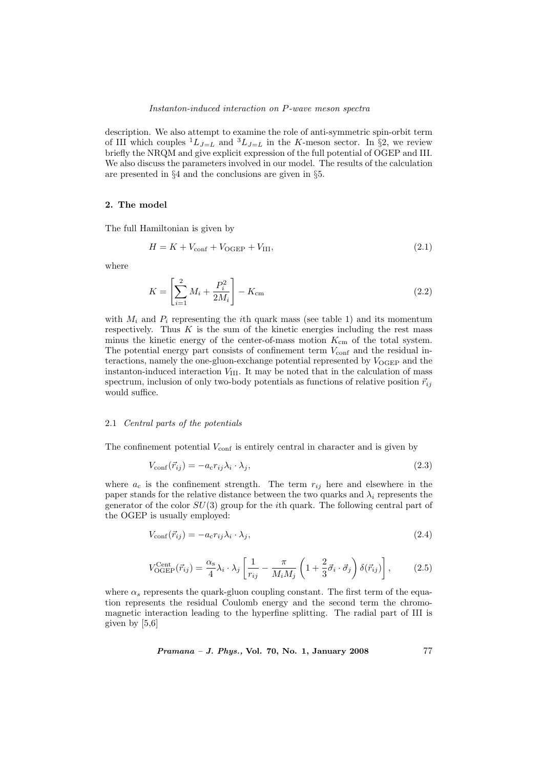description. We also attempt to examine the role of anti-symmetric spin-orbit term of III which couples ${}^1L_{J=L}$ and ${}^3L_{J=L}$ in the $K$-meson sector. In §2, we review briefly the NRQM and give explicit expression of the full potential of OGEP and III. We also discuss the parameters involved in our model. The results of the calculation are presented in §4 and the conclusions are given in §5.

## 2. The model

The full Hamiltonian is given by

$$H = K + V_{\text{conf}} + V_{\text{OGEP}} + V_{\text{III}}, \tag{2.1}$$

where

$$K = \left[ \sum_{i=1}^{2} M_i + \frac{P_i^2}{2M_i} \right] - K_{\text{cm}} \tag{2.2}$$

with $M_i$ and $P_i$ representing the $i$th quark mass (see table 1) and its momentum respectively. Thus $K$ is the sum of the kinetic energies including the rest mass minus the kinetic energy of the center-of-mass motion $K_{\text{cm}}$ of the total system. The potential energy part consists of confinement term $V_{\text{conf}}$ and the residual interactions, namely the one-gluon-exchange potential represented by $V_{\text{OGEP}}$ and the instanton-induced interaction $V_{\text{III}}$. It may be noted that in the calculation of mass spectrum, inclusion of only two-body potentials as functions of relative position $\vec{r}_{ij}$ would suffice.

### 2.1 *Central parts of the potentials*

The confinement potential $V_{\text{conf}}$ is entirely central in character and is given by

$$V_{\text{conf}}(\vec{r}_{ij}) = -a_{\text{c}} r_{ij} \lambda_i \cdot \lambda_j, \tag{2.3}$$

where $a_c$ is the confinement strength. The term $r_{ij}$ here and elsewhere in the paper stands for the relative distance between the two quarks and $\lambda_i$ represents the generator of the color $SU(3)$ group for the $i$th quark. The following central part of the OGEP is usually employed:

$$V_{\text{conf}}(\vec{r}_{ij}) = -a_{\text{c}} r_{ij} \lambda_i \cdot \lambda_j, \tag{2.4}$$

$$V_{\text{OGEP}}^{\text{Cent}}(\vec{r}_{ij}) = \frac{\alpha_{\text{s}}}{4} \lambda_i \cdot \lambda_j \left[ \frac{1}{r_{ij}} - \frac{\pi}{M_i M_j} \left( 1 + \frac{2}{3} \vec{\sigma}_i \cdot \vec{\sigma}_j \right) \delta(\vec{r}_{ij}) \right], \tag{2.5}$$

where $\alpha_s$ represents the quark-gluon coupling constant. The first term of the equation represents the residual Coulomb energy and the second term the chromo-magnetic interaction leading to the hyperfine splitting. The radial part of III is given by [5,6]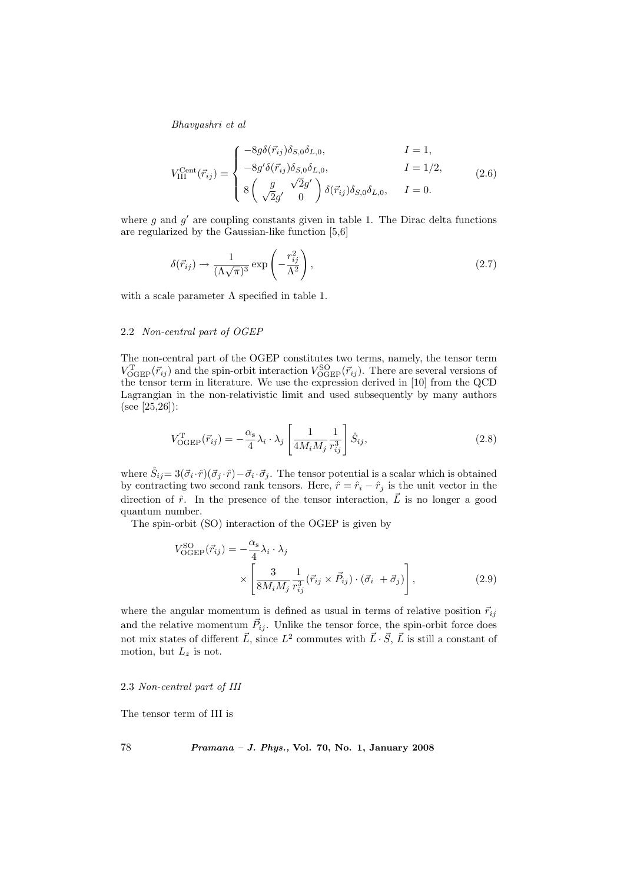$$V_{\mathrm{III}}^{\mathrm{Cent}}(\vec{r}_{ij}) = \begin{cases} -8g\delta(\vec{r}_{ij})\delta_{S,0}\delta_{L,0}, & I=1, \\ -8g'\delta(\vec{r}_{ij})\delta_{S,0}\delta_{L,0}, & I=1/2, \\ 8\begin{pmatrix} g & \sqrt{2}g' \\ \sqrt{2}g' & 0 \end{pmatrix}\delta(\vec{r}_{ij})\delta_{S,0}\delta_{L,0}, & I=0. \end{cases} \tag{2.6}$$

where $g$ and $g'$ are coupling constants given in table 1. The Dirac delta functions are regularized by the Gaussian-like function [5,6]

$$\delta(\vec{r}_{ij}) \to \frac{1}{(\Lambda\sqrt{\pi})^3}\exp\left(-\frac{r_{ij}^2}{\Lambda^2}\right), \tag{2.7}$$

with a scale parameter $\Lambda$ specified in table 1.

### 2.2 *Non-central part of OGEP*

The non-central part of the OGEP constitutes two terms, namely, the tensor term $V_{\mathrm{OGEP}}^{\mathrm{T}}(\vec{r}_{ij})$ and the spin-orbit interaction $V_{\mathrm{OGEP}}^{\mathrm{SO}}(\vec{r}_{ij})$. There are several versions of the tensor term in literature. We use the expression derived in [10] from the QCD Lagrangian in the non-relativistic limit and used subsequently by many authors (see [25,26]):

$$V_{\mathrm{OGEP}}^{\mathrm{T}}(\vec{r}_{ij}) = -\frac{\alpha_{\mathrm{s}}}{4}\lambda_i\cdot\lambda_j\left[\frac{1}{4M_iM_j}\frac{1}{r_{ij}^3}\right]\hat{S}_{ij}, \tag{2.8}$$

where $\hat{S}_{ij} = 3(\vec{\sigma}_i\cdot\hat{r})(\vec{\sigma}_j\cdot\hat{r}) - \vec{\sigma}_i\cdot\vec{\sigma}_j$. The tensor potential is a scalar which is obtained by contracting two second rank tensors. Here, $\hat{r} = \hat{r}_i - \hat{r}_j$ is the unit vector in the direction of $\hat{r}$. In the presence of the tensor interaction, $\vec{L}$ is no longer a good quantum number.

The spin-orbit (SO) interaction of the OGEP is given by

$$V_{\mathrm{OGEP}}^{\mathrm{SO}}(\vec{r}_{ij}) = -\frac{\alpha_{\mathrm{s}}}{4}\lambda_i\cdot\lambda_j \times\left[\frac{3}{8M_iM_j}\frac{1}{r_{ij}^3}(\vec{r}_{ij}\times\vec{P}_{ij})\cdot(\vec{\sigma}_i+\vec{\sigma}_j)\right], \tag{2.9}$$

where the angular momentum is defined as usual in terms of relative position $\vec{r}_{ij}$ and the relative momentum $\vec{P}_{ij}$. Unlike the tensor force, the spin-orbit force does not mix states of different $\vec{L}$, since $L^2$ commutes with $\vec{L}\cdot\vec{S}$, $\vec{L}$ is still a constant of motion, but $L_z$ is not.

### 2.3 *Non-central part of III*

The tensor term of III is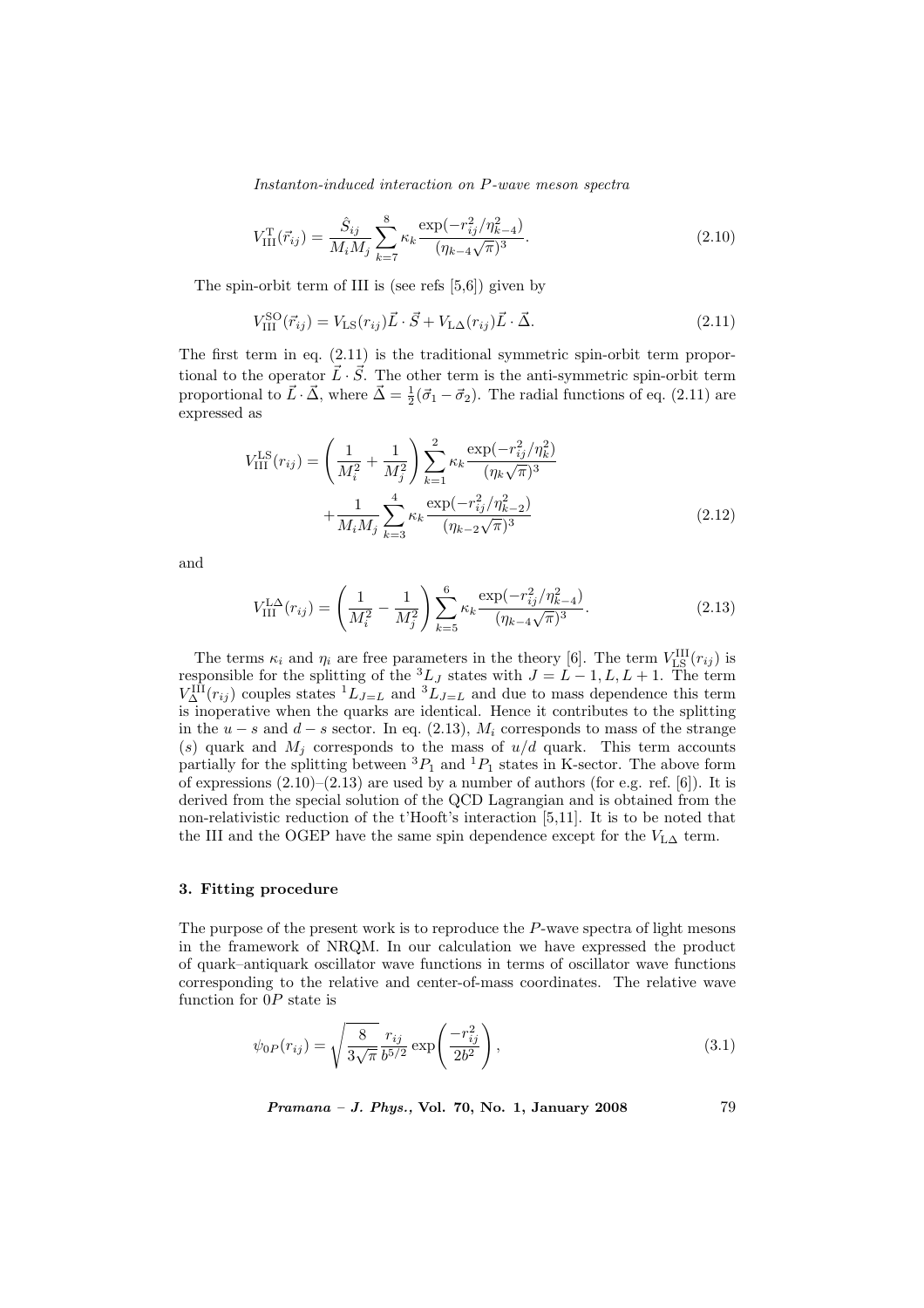$$V_{\rm III}^{\rm T}(\vec{r}_{ij}) = \frac{\hat{S}_{ij}}{M_i M_j} \sum_{k=7}^{8} \kappa_k \frac{\exp(-r_{ij}^2/\eta_{k-4}^2)}{(\eta_{k-4}\sqrt{\pi})^3}. \tag{2.10}$$

The spin-orbit term of III is (see refs [5,6]) given by

$$V_{\rm III}^{\rm SO}(\vec{r}_{ij}) = V_{\rm LS}(r_{ij})\vec{L}\cdot\vec{S} + V_{\rm L\Delta}(r_{ij})\vec{L}\cdot\vec{\Delta}. \tag{2.11}$$

The first term in eq. (2.11) is the traditional symmetric spin-orbit term proportional to the operator $\vec{L}\cdot\vec{S}$. The other term is the anti-symmetric spin-orbit term proportional to $\vec{L}\cdot\vec{\Delta}$, where $\vec{\Delta} = \frac{1}{2}(\vec{\sigma}_1 - \vec{\sigma}_2)$. The radial functions of eq. (2.11) are expressed as

$$V_{\rm III}^{\rm LS}(r_{ij}) = \left(\frac{1}{M_i^2} + \frac{1}{M_j^2}\right) \sum_{k=1}^{2} \kappa_k \frac{\exp(-r_{ij}^2/\eta_k^2)}{(\eta_k\sqrt{\pi})^3} + \frac{1}{M_i M_j} \sum_{k=3}^{4} \kappa_k \frac{\exp(-r_{ij}^2/\eta_{k-2}^2)}{(\eta_{k-2}\sqrt{\pi})^3} \tag{2.12}$$

and

$$V_{\rm III}^{\rm L\Delta}(r_{ij}) = \left(\frac{1}{M_i^2} - \frac{1}{M_j^2}\right) \sum_{k=5}^{6} \kappa_k \frac{\exp(-r_{ij}^2/\eta_{k-4}^2)}{(\eta_{k-4}\sqrt{\pi})^3}. \tag{2.13}$$

The terms $\kappa_i$ and $\eta_i$ are free parameters in the theory [6]. The term $V_{\rm LS}^{\rm III}(r_{ij})$ is responsible for the splitting of the ${}^3L_J$ states with $J = L-1, L, L+1$. The term $V_{\Delta}^{\rm III}(r_{ij})$ couples states ${}^1L_{J=L}$ and ${}^3L_{J=L}$ and due to mass dependence this term is inoperative when the quarks are identical. Hence it contributes to the splitting in the $u-s$ and $d-s$ sector. In eq. (2.13), $M_i$ corresponds to mass of the strange ($s$) quark and $M_j$ corresponds to the mass of $u/d$ quark. This term accounts partially for the splitting between ${}^3P_1$ and ${}^1P_1$ states in K-sector. The above form of expressions (2.10)–(2.13) are used by a number of authors (for e.g. ref. [6]). It is derived from the special solution of the QCD Lagrangian and is obtained from the non-relativistic reduction of the t'Hooft's interaction [5,11]. It is to be noted that the III and the OGEP have the same spin dependence except for the $V_{\rm L\Delta}$ term.

## 3. Fitting procedure

The purpose of the present work is to reproduce the $P$-wave spectra of light mesons in the framework of NRQM. In our calculation we have expressed the product of quark–antiquark oscillator wave functions in terms of oscillator wave functions corresponding to the relative and center-of-mass coordinates. The relative wave function for $0P$ state is

$$\psi_{0P}(r_{ij}) = \sqrt{\frac{8}{3\sqrt{\pi}}} \frac{r_{ij}}{b^{5/2}} \exp\left(\frac{-r_{ij}^2}{2b^2}\right), \tag{3.1}$$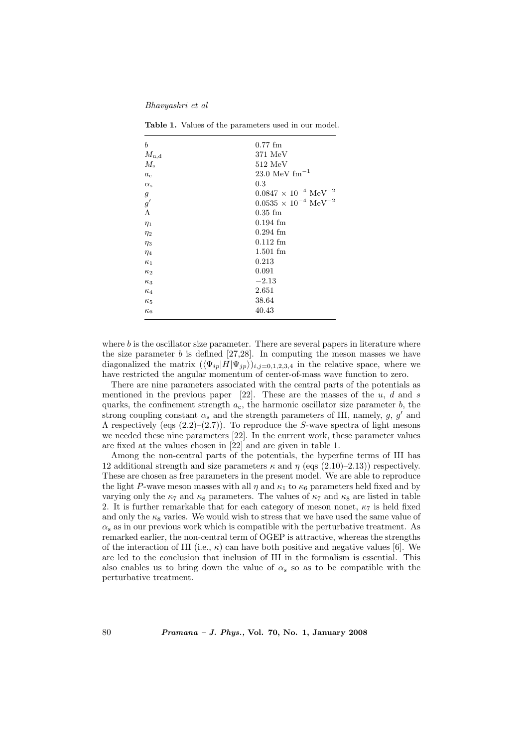**Table 1.** Values of the parameters used in our model.

| | |
|---|---|
| $b$ | 0.77 fm |
| $M_{\mathrm{u,d}}$ | 371 MeV |
| $M_{\mathrm{s}}$ | 512 MeV |
| $a_{\mathrm{c}}$ | 23.0 MeV $\mathrm{fm}^{-1}$ |
| $\alpha_{\mathrm{s}}$ | 0.3 |
| $g$ | $0.0847 \times 10^{-4}$ $\mathrm{MeV}^{-2}$ |
| $g'$ | $0.0535 \times 10^{-4}$ $\mathrm{MeV}^{-2}$ |
| $\Lambda$ | 0.35 fm |
| $\eta_1$ | 0.194 fm |
| $\eta_2$ | 0.294 fm |
| $\eta_3$ | 0.112 fm |
| $\eta_4$ | 1.501 fm |
| $\kappa_1$ | 0.213 |
| $\kappa_2$ | 0.091 |
| $\kappa_3$ | $-2.13$ |
| $\kappa_4$ | 2.651 |
| $\kappa_5$ | 38.64 |
| $\kappa_6$ | 40.43 |

where $b$ is the oscillator size parameter. There are several papers in literature where the size parameter $b$ is defined [27,28]. In computing the meson masses we have diagonalized the matrix $(\langle \Psi_{ip}|H|\Psi_{jp}\rangle)_{i,j=0,1,2,3,4}$ in the relative space, where we have restricted the angular momentum of center-of-mass wave function to zero.

There are nine parameters associated with the central parts of the potentials as mentioned in the previous paper [22]. These are the masses of the $u$, $d$ and $s$ quarks, the confinement strength $a_{\mathrm{c}}$, the harmonic oscillator size parameter $b$, the strong coupling constant $\alpha_{\mathrm{s}}$ and the strength parameters of III, namely, $g$, $g'$ and $\Lambda$ respectively (eqs (2.2)–(2.7)). To reproduce the $S$-wave spectra of light mesons we needed these nine parameters [22]. In the current work, these parameter values are fixed at the values chosen in [22] and are given in table 1.

Among the non-central parts of the potentials, the hyperfine terms of III has 12 additional strength and size parameters $\kappa$ and $\eta$ (eqs (2.10)–2.13)) respectively. These are chosen as free parameters in the present model. We are able to reproduce the light $P$-wave meson masses with all $\eta$ and $\kappa_1$ to $\kappa_6$ parameters held fixed and by varying only the $\kappa_7$ and $\kappa_8$ parameters. The values of $\kappa_7$ and $\kappa_8$ are listed in table 2. It is further remarkable that for each category of meson nonet, $\kappa_7$ is held fixed and only the $\kappa_8$ varies. We would wish to stress that we have used the same value of $\alpha_{\mathrm{s}}$ as in our previous work which is compatible with the perturbative treatment. As remarked earlier, the non-central term of OGEP is attractive, whereas the strengths of the interaction of III (i.e., $\kappa$) can have both positive and negative values [6]. We are led to the conclusion that inclusion of III in the formalism is essential. This also enables us to bring down the value of $\alpha_{\mathrm{s}}$ so as to be compatible with the perturbative treatment.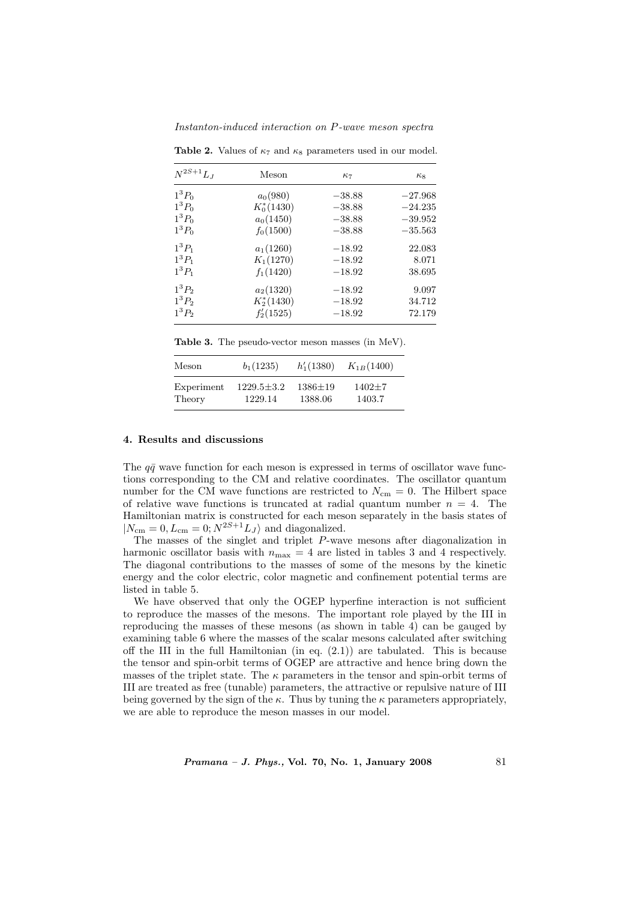**Table 2.** Values of $\kappa_7$ and $\kappa_8$ parameters used in our model.

| $N^{2S+1}L_J$ | Meson | $\kappa_7$ | $\kappa_8$ |
|---|---|---|---|
| $1^3P_0$ | $a_0(980)$ | $-38.88$ | $-27.968$ |
| $1^3P_0$ | $K_0^*(1430)$ | $-38.88$ | $-24.235$ |
| $1^3P_0$ | $a_0(1450)$ | $-38.88$ | $-39.952$ |
| $1^3P_0$ | $f_0(1500)$ | $-38.88$ | $-35.563$ |
| $1^3P_1$ | $a_1(1260)$ | $-18.92$ | 22.083 |
| $1^3P_1$ | $K_1(1270)$ | $-18.92$ | 8.071 |
| $1^3P_1$ | $f_1(1420)$ | $-18.92$ | 38.695 |
| $1^3P_2$ | $a_2(1320)$ | $-18.92$ | 9.097 |
| $1^3P_2$ | $K_2^*(1430)$ | $-18.92$ | 34.712 |
| $1^3P_2$ | $f_2'(1525)$ | $-18.92$ | 72.179 |

**Table 3.** The pseudo-vector meson masses (in MeV).

| Meson | $b_1(1235)$ | $h_1'(1380)$ | $K_{1B}(1400)$ |
|---|---|---|---|
| Experiment | $1229.5\pm3.2$ | $1386\pm19$ | $1402\pm7$ |
| Theory | 1229.14 | 1388.06 | 1403.7 |

## 4. Results and discussions

The $q\bar{q}$ wave function for each meson is expressed in terms of oscillator wave functions corresponding to the CM and relative coordinates. The oscillator quantum number for the CM wave functions are restricted to $N_{\rm cm} = 0$. The Hilbert space of relative wave functions is truncated at radial quantum number $n = 4$. The Hamiltonian matrix is constructed for each meson separately in the basis states of $|N_{\rm cm} = 0, L_{\rm cm} = 0; N^{2S+1}L_J\rangle$ and diagonalized.

The masses of the singlet and triplet $P$-wave mesons after diagonalization in harmonic oscillator basis with $n_{\rm max} = 4$ are listed in tables 3 and 4 respectively. The diagonal contributions to the masses of some of the mesons by the kinetic energy and the color electric, color magnetic and confinement potential terms are listed in table 5.

We have observed that only the OGEP hyperfine interaction is not sufficient to reproduce the masses of the mesons. The important role played by the III in reproducing the masses of these mesons (as shown in table 4) can be gauged by examining table 6 where the masses of the scalar mesons calculated after switching off the III in the full Hamiltonian (in eq. (2.1)) are tabulated. This is because the tensor and spin-orbit terms of OGEP are attractive and hence bring down the masses of the triplet state. The $\kappa$ parameters in the tensor and spin-orbit terms of III are treated as free (tunable) parameters, the attractive or repulsive nature of III being governed by the sign of the $\kappa$. Thus by tuning the $\kappa$ parameters appropriately, we are able to reproduce the meson masses in our model.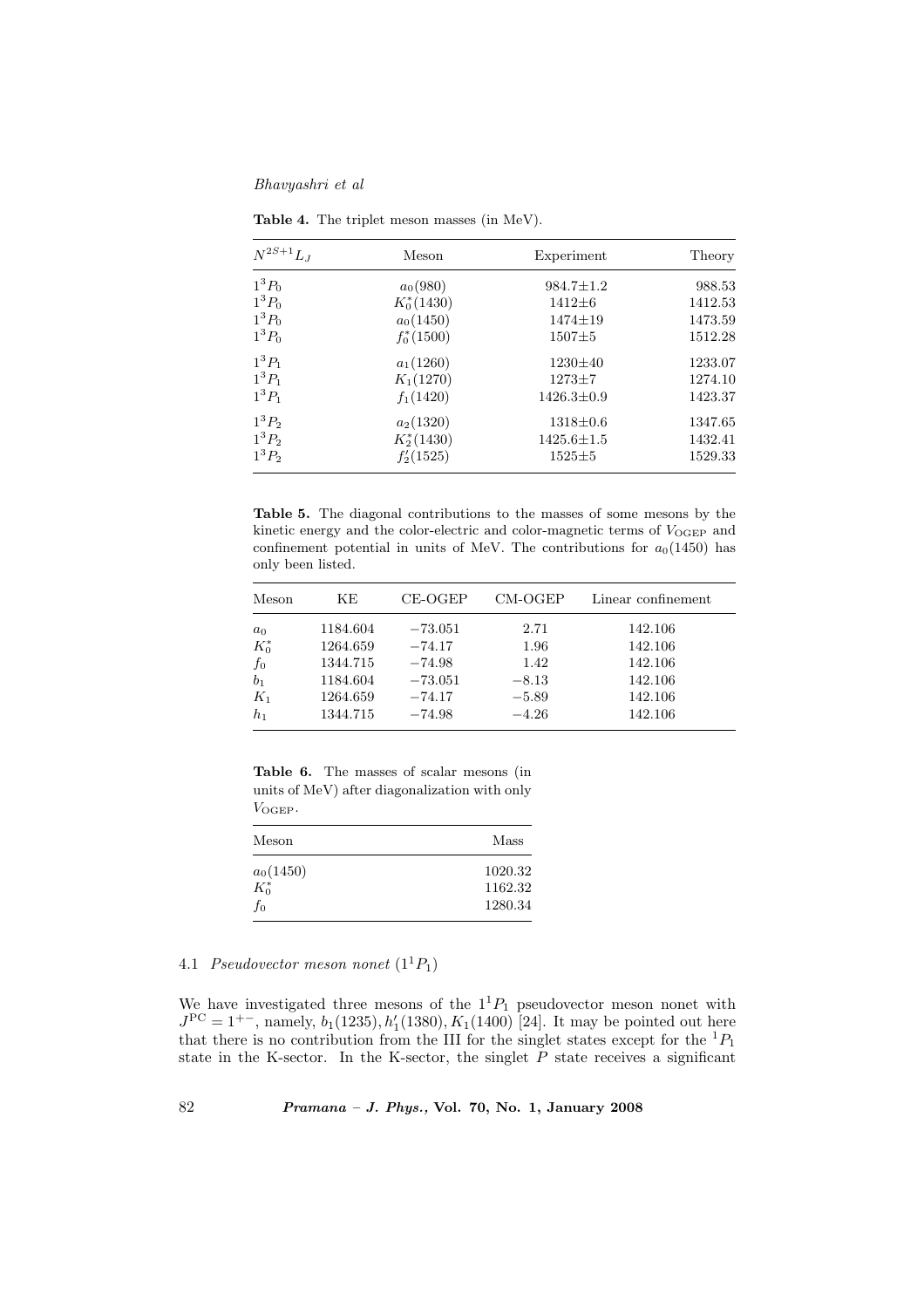**Table 4.** The triplet meson masses (in MeV).

| $N^{2S+1}L_J$ | Meson | Experiment | Theory |
|---|---|---|---|
| $1^3P_0$ | $a_0(980)$ | $984.7 \pm 1.2$ | 988.53 |
| $1^3P_0$ | $K_0^*(1430)$ | $1412 \pm 6$ | 1412.53 |
| $1^3P_0$ | $a_0(1450)$ | $1474 \pm 19$ | 1473.59 |
| $1^3P_0$ | $f_0^*(1500)$ | $1507 \pm 5$ | 1512.28 |
| $1^3P_1$ | $a_1(1260)$ | $1230 \pm 40$ | 1233.07 |
| $1^3P_1$ | $K_1(1270)$ | $1273 \pm 7$ | 1274.10 |
| $1^3P_1$ | $f_1(1420)$ | $1426.3 \pm 0.9$ | 1423.37 |
| $1^3P_2$ | $a_2(1320)$ | $1318 \pm 0.6$ | 1347.65 |
| $1^3P_2$ | $K_2^*(1430)$ | $1425.6 \pm 1.5$ | 1432.41 |
| $1^3P_2$ | $f_2'(1525)$ | $1525 \pm 5$ | 1529.33 |

**Table 5.** The diagonal contributions to the masses of some mesons by the kinetic energy and the color-electric and color-magnetic terms of $V_{\text{OGEP}}$ and confinement potential in units of MeV. The contributions for $a_0(1450)$ has only been listed.

| Meson | KE | CE-OGEP | CM-OGEP | Linear confinement |
|---|---|---|---|---|
| $a_0$ | 1184.604 | $-73.051$ | 2.71 | 142.106 |
| $K_0^*$ | 1264.659 | $-74.17$ | 1.96 | 142.106 |
| $f_0$ | 1344.715 | $-74.98$ | 1.42 | 142.106 |
| $b_1$ | 1184.604 | $-73.051$ | $-8.13$ | 142.106 |
| $K_1$ | 1264.659 | $-74.17$ | $-5.89$ | 142.106 |
| $h_1$ | 1344.715 | $-74.98$ | $-4.26$ | 142.106 |

**Table 6.** The masses of scalar mesons (in units of MeV) after diagonalization with only $V_{\text{OGEP}}$.

| Meson | Mass |
|---|---|
| $a_0(1450)$ | 1020.32 |
| $K_0^*$ | 1162.32 |
| $f_0$ | 1280.34 |

### 4.1 *Pseudovector meson nonet* ($1^1P_1$)

We have investigated three mesons of the $1^1P_1$ pseudovector meson nonet with $J^{\text{PC}} = 1^{+-}$, namely, $b_1(1235), h_1'(1380), K_1(1400)$ [24]. It may be pointed out here that there is no contribution from the III for the singlet states except for the $^1P_1$ state in the K-sector. In the K-sector, the singlet $P$ state receives a significant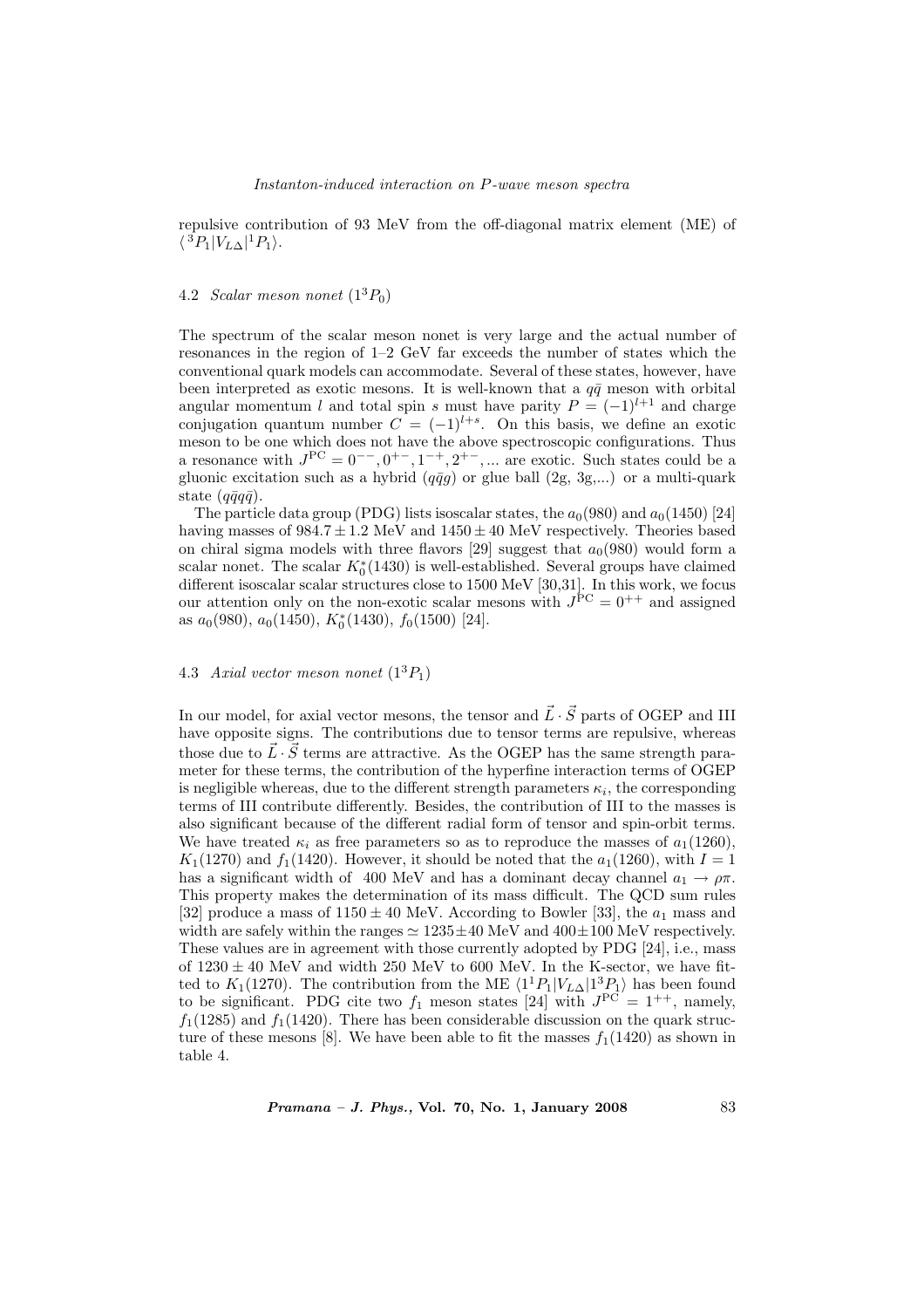repulsive contribution of 93 MeV from the off-diagonal matrix element (ME) of $\langle {}^3P_1|V_{L\Delta}|{}^1P_1\rangle$.

### 4.2 *Scalar meson nonet* ($1^3P_0$)

The spectrum of the scalar meson nonet is very large and the actual number of resonances in the region of 1–2 GeV far exceeds the number of states which the conventional quark models can accommodate. Several of these states, however, have been interpreted as exotic mesons. It is well-known that a $q\bar{q}$ meson with orbital angular momentum $l$ and total spin $s$ must have parity $P = (-1)^{l+1}$ and charge conjugation quantum number $C = (-1)^{l+s}$. On this basis, we define an exotic meson to be one which does not have the above spectroscopic configurations. Thus a resonance with $J^{\rm PC} = 0^{--}, 0^{+-}, 1^{-+}, 2^{+-}, ...$ are exotic. Such states could be a gluonic excitation such as a hybrid ($q\bar{q}g$) or glue ball (2g, 3g,...) or a multi-quark state ($q\bar{q}q\bar{q}$).

The particle data group (PDG) lists isoscalar states, the $a_0(980)$ and $a_0(1450)$ [24] having masses of $984.7 \pm 1.2$ MeV and $1450 \pm 40$ MeV respectively. Theories based on chiral sigma models with three flavors [29] suggest that $a_0(980)$ would form a scalar nonet. The scalar $K_0^*(1430)$ is well-established. Several groups have claimed different isoscalar scalar structures close to 1500 MeV [30,31]. In this work, we focus our attention only on the non-exotic scalar mesons with $J^{\rm PC} = 0^{++}$ and assigned as $a_0(980)$, $a_0(1450)$, $K_0^*(1430)$, $f_0(1500)$ [24].

### 4.3 *Axial vector meson nonet* ($1^3P_1$)

In our model, for axial vector mesons, the tensor and $\vec{L}\cdot\vec{S}$ parts of OGEP and III have opposite signs. The contributions due to tensor terms are repulsive, whereas those due to $\vec{L}\cdot\vec{S}$ terms are attractive. As the OGEP has the same strength parameter for these terms, the contribution of the hyperfine interaction terms of OGEP is negligible whereas, due to the different strength parameters $\kappa_i$, the corresponding terms of III contribute differently. Besides, the contribution of III to the masses is also significant because of the different radial form of tensor and spin-orbit terms. We have treated $\kappa_i$ as free parameters so as to reproduce the masses of $a_1(1260)$, $K_1(1270)$ and $f_1(1420)$. However, it should be noted that the $a_1(1260)$, with $I = 1$ has a significant width of 400 MeV and has a dominant decay channel $a_1 \to \rho\pi$. This property makes the determination of its mass difficult. The QCD sum rules [32] produce a mass of $1150 \pm 40$ MeV. According to Bowler [33], the $a_1$ mass and width are safely within the ranges $\simeq 1235\pm40$ MeV and $400\pm100$ MeV respectively. These values are in agreement with those currently adopted by PDG [24], i.e., mass of $1230 \pm 40$ MeV and width 250 MeV to 600 MeV. In the K-sector, we have fitted to $K_1(1270)$. The contribution from the ME $\langle 1^1P_1|V_{L\Delta}|1^3P_1\rangle$ has been found to be significant. PDG cite two $f_1$ meson states [24] with $J^{\rm PC} = 1^{++}$, namely, $f_1(1285)$ and $f_1(1420)$. There has been considerable discussion on the quark structure of these mesons [8]. We have been able to fit the masses $f_1(1420)$ as shown in table 4.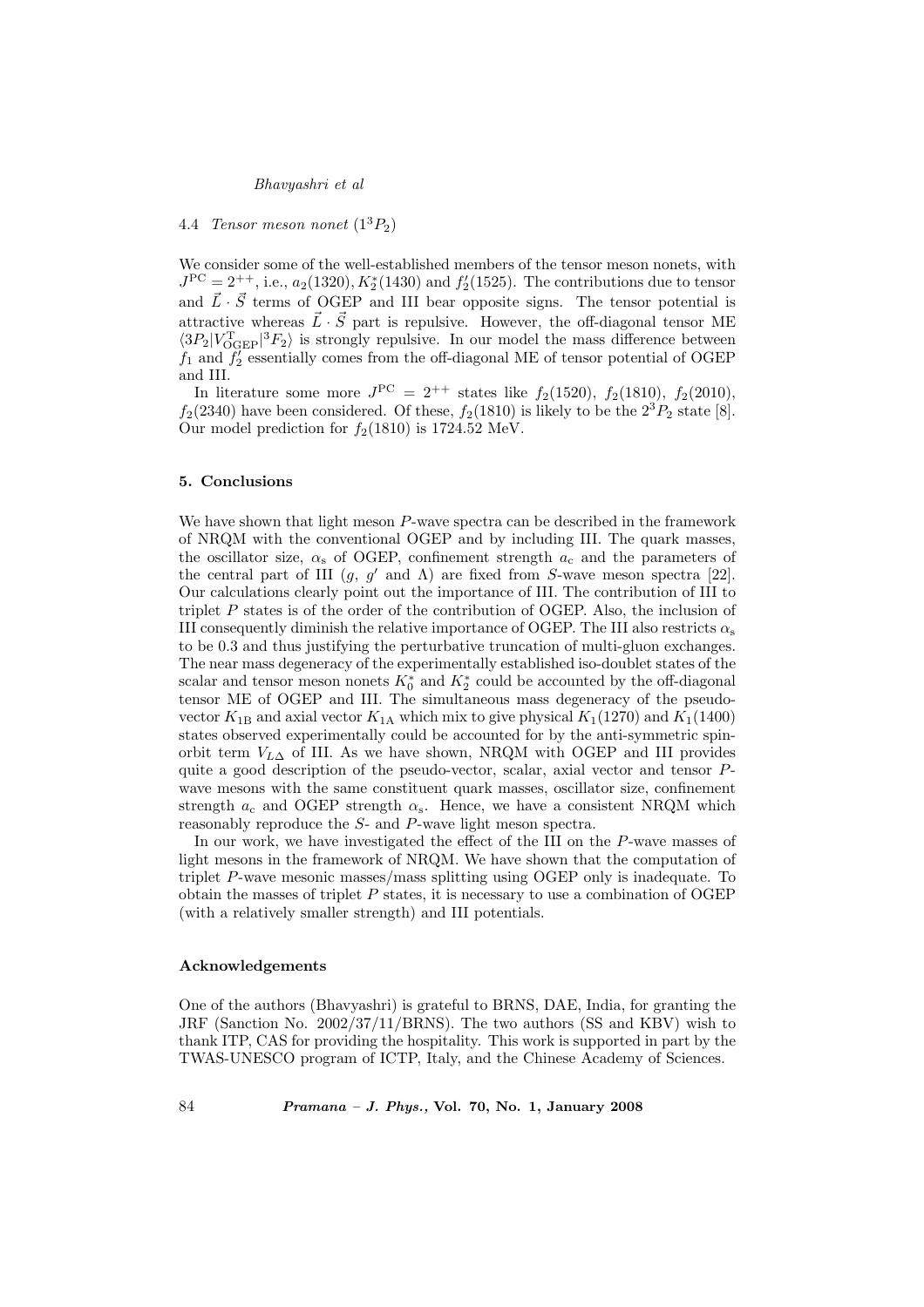### 4.4 *Tensor meson nonet* ($1^3P_2$)

We consider some of the well-established members of the tensor meson nonets, with $J^{\rm PC} = 2^{++}$, i.e., $a_2(1320)$, $K_2^*(1430)$ and $f_2'(1525)$. The contributions due to tensor and $\vec{L}\cdot\vec{S}$ terms of OGEP and III bear opposite signs. The tensor potential is attractive whereas $\vec{L}\cdot\vec{S}$ part is repulsive. However, the off-diagonal tensor ME $\langle 3P_2|V^{\rm T}_{\rm OGEP}|^3F_2\rangle$ is strongly repulsive. In our model the mass difference between $f_1$ and $f_2'$ essentially comes from the off-diagonal ME of tensor potential of OGEP and III.

In literature some more $J^{\rm PC} = 2^{++}$ states like $f_2(1520)$, $f_2(1810)$, $f_2(2010)$, $f_2(2340)$ have been considered. Of these, $f_2(1810)$ is likely to be the $2^3P_2$ state [8]. Our model prediction for $f_2(1810)$ is 1724.52 MeV.

## 5. Conclusions

We have shown that light meson $P$-wave spectra can be described in the framework of NRQM with the conventional OGEP and by including III. The quark masses, the oscillator size, $\alpha_{\rm s}$ of OGEP, confinement strength $a_{\rm c}$ and the parameters of the central part of III ($g$, $g'$ and $\Lambda$) are fixed from $S$-wave meson spectra [22]. Our calculations clearly point out the importance of III. The contribution of III to triplet $P$ states is of the order of the contribution of OGEP. Also, the inclusion of III consequently diminish the relative importance of OGEP. The III also restricts $\alpha_{\rm s}$ to be 0.3 and thus justifying the perturbative truncation of multi-gluon exchanges. The near mass degeneracy of the experimentally established iso-doublet states of the scalar and tensor meson nonets $K_0^*$ and $K_2^*$ could be accounted by the off-diagonal tensor ME of OGEP and III. The simultaneous mass degeneracy of the pseudo-vector $K_{1\rm B}$ and axial vector $K_{1\rm A}$ which mix to give physical $K_1(1270)$ and $K_1(1400)$ states observed experimentally could be accounted for by the anti-symmetric spin-orbit term $V_{L\Delta}$ of III. As we have shown, NRQM with OGEP and III provides quite a good description of the pseudo-vector, scalar, axial vector and tensor $P$-wave mesons with the same constituent quark masses, oscillator size, confinement strength $a_{\rm c}$ and OGEP strength $\alpha_{\rm s}$. Hence, we have a consistent NRQM which reasonably reproduce the $S$- and $P$-wave light meson spectra.

In our work, we have investigated the effect of the III on the $P$-wave masses of light mesons in the framework of NRQM. We have shown that the computation of triplet $P$-wave mesonic masses/mass splitting using OGEP only is inadequate. To obtain the masses of triplet $P$ states, it is necessary to use a combination of OGEP (with a relatively smaller strength) and III potentials.

## Acknowledgements

One of the authors (Bhavyashri) is grateful to BRNS, DAE, India, for granting the JRF (Sanction No. 2002/37/11/BRNS). The two authors (SS and KBV) wish to thank ITP, CAS for providing the hospitality. This work is supported in part by the TWAS-UNESCO program of ICTP, Italy, and the Chinese Academy of Sciences.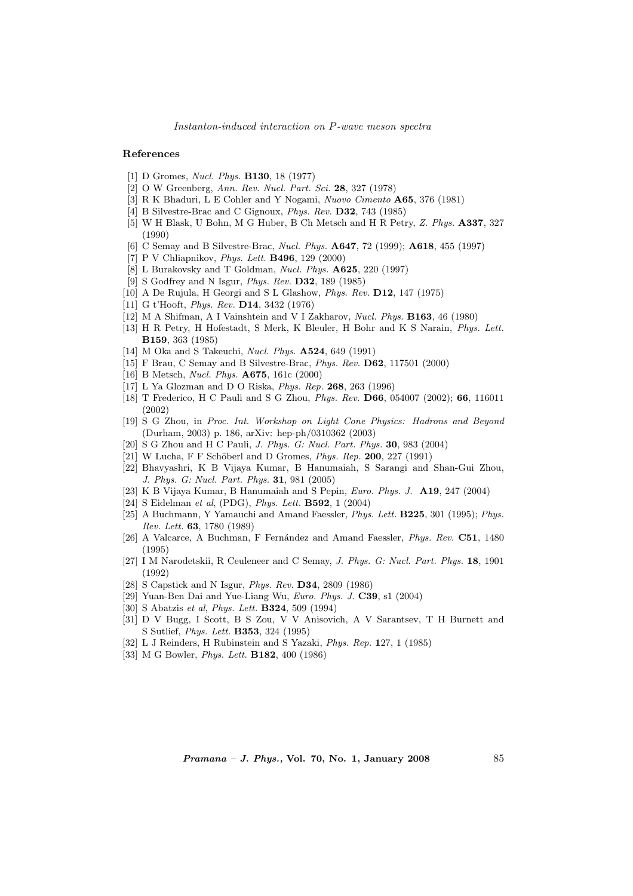### References

[1] D Gromes, *Nucl. Phys.* **B130**, 18 (1977)

[2] O W Greenberg, *Ann. Rev. Nucl. Part. Sci.* **28**, 327 (1978)

[3] R K Bhaduri, L E Cohler and Y Nogami, *Nuovo Cimento* **A65**, 376 (1981)

[4] B Silvestre-Brac and C Gignoux, *Phys. Rev.* **D32**, 743 (1985)

[5] W H Blask, U Bohn, M G Huber, B Ch Metsch and H R Petry, *Z. Phys.* **A337**, 327 (1990)

[6] C Semay and B Silvestre-Brac, *Nucl. Phys.* **A647**, 72 (1999); **A618**, 455 (1997)

[7] P V Chliapnikov, *Phys. Lett.* **B496**, 129 (2000)

[8] L Burakovsky and T Goldman, *Nucl. Phys.* **A625**, 220 (1997)

[9] S Godfrey and N Isgur, *Phys. Rev.* **D32**, 189 (1985)

[10] A De Rujula, H Georgi and S L Glashow, *Phys. Rev.* **D12**, 147 (1975)

[11] G t'Hooft, *Phys. Rev.* **D14**, 3432 (1976)

[12] M A Shifman, A I Vainshtein and V I Zakharov, *Nucl. Phys.* **B163**, 46 (1980)

[13] H R Petry, H Hofestadt, S Merk, K Bleuler, H Bohr and K S Narain, *Phys. Lett.* **B159**, 363 (1985)

[14] M Oka and S Takeuchi, *Nucl. Phys.* **A524**, 649 (1991)

[15] F Brau, C Semay and B Silvestre-Brac, *Phys. Rev.* **D62**, 117501 (2000)

[16] B Metsch, *Nucl. Phys.* **A675**, 161c (2000)

[17] L Ya Glozman and D O Riska, *Phys. Rep.* **268**, 263 (1996)

[18] T Frederico, H C Pauli and S G Zhou, *Phys. Rev.* **D66**, 054007 (2002); **66**, 116011 (2002)

[19] S G Zhou, in *Proc. Int. Workshop on Light Cone Physics: Hadrons and Beyond* (Durham, 2003) p. 186, arXiv: hep-ph/0310362 (2003)

[20] S G Zhou and H C Pauli, *J. Phys. G: Nucl. Part. Phys.* **30**, 983 (2004)

[21] W Lucha, F F Schöberl and D Gromes, *Phys. Rep.* **200**, 227 (1991)

[22] Bhavyashri, K B Vijaya Kumar, B Hanumaiah, S Sarangi and Shan-Gui Zhou, *J. Phys. G: Nucl. Part. Phys.* **31**, 981 (2005)

[23] K B Vijaya Kumar, B Hanumaiah and S Pepin, *Euro. Phys. J.* **A19**, 247 (2004)

[24] S Eidelman *et al*, (PDG), *Phys. Lett.* **B592**, 1 (2004)

[25] A Buchmann, Y Yamauchi and Amand Faessler, *Phys. Lett.* **B225**, 301 (1995); *Phys. Rev. Lett.* **63**, 1780 (1989)

[26] A Valcarce, A Buchman, F Fernández and Amand Faessler, *Phys. Rev.* **C51**, 1480 (1995)

[27] I M Narodetskii, R Ceuleneer and C Semay, *J. Phys. G: Nucl. Part. Phys.* **18**, 1901 (1992)

[28] S Capstick and N Isgur, *Phys. Rev.* **D34**, 2809 (1986)

[29] Yuan-Ben Dai and Yue-Liang Wu, *Euro. Phys. J.* **C39**, s1 (2004)

[30] S Abatzis *et al*, *Phys. Lett.* **B324**, 509 (1994)

[31] D V Bugg, I Scott, B S Zou, V V Anisovich, A V Sarantsev, T H Burnett and S Sutlief, *Phys. Lett.* **B353**, 324 (1995)

[32] L J Reinders, H Rubinstein and S Yazaki, *Phys. Rep.* **1**27, 1 (1985)

[33] M G Bowler, *Phys. Lett.* **B182**, 400 (1986)